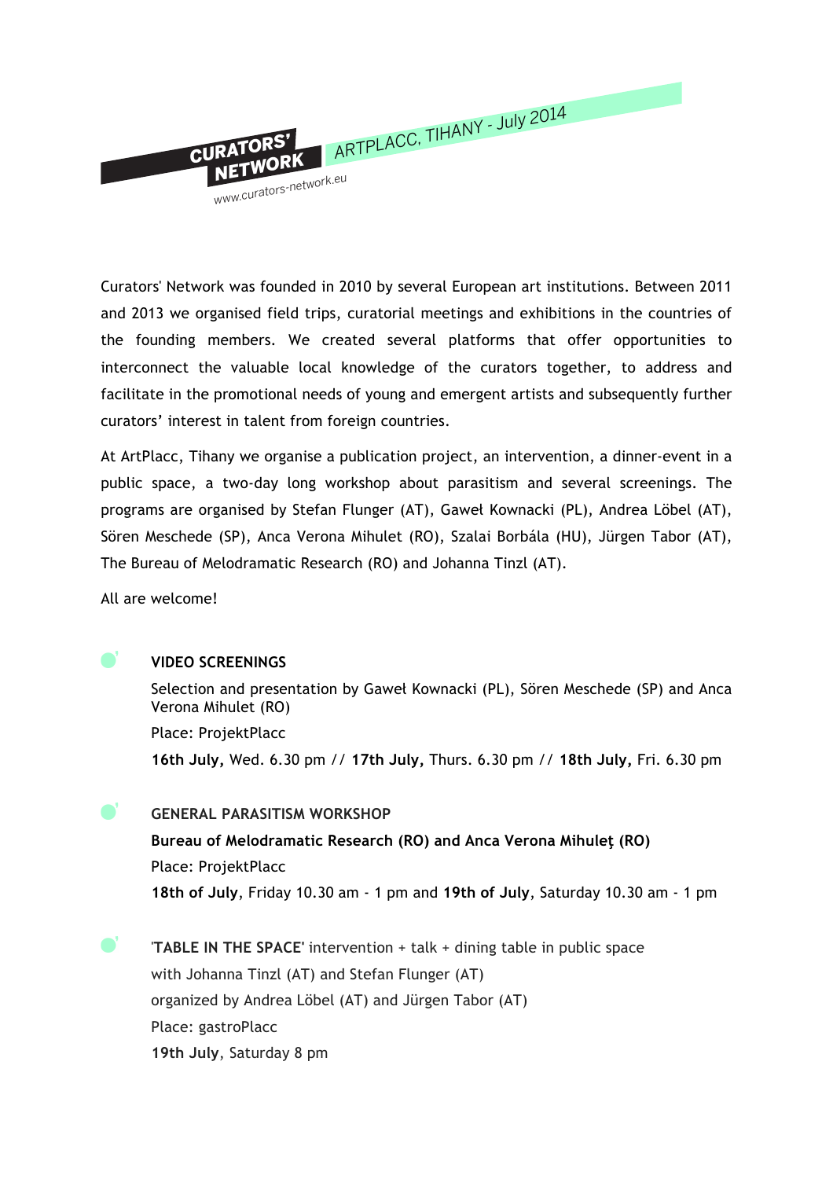CURATORS' NETWORK

www.curators-network.eu

ARTPLACC, TIHANY - July 2014

Curators' Network was founded in 2010 by several European art institutions. Between 2011 and 2013 we organised field trips, curatorial meetings and exhibitions in the countries of the founding members. We created several platforms that offer opportunities to interconnect the valuable local knowledge of the curators together, to address and facilitate in the promotional needs of young and emergent artists and subsequently further curators' interest in talent from foreign countries.

At ArtPlacc, Tihany we organise a publication project, an intervention, a dinner-event in a public space, a two-day long workshop about parasitism and several screenings. The programs are organised by Stefan Flunger (AT), Gaweł Kownacki (PL), Andrea Löbel (AT), Sören Meschede (SP), Anca Verona Mihulet (RO), Szalai Borbála (HU), Jürgen Tabor (AT), The Bureau of Melodramatic Research (RO) and Johanna Tinzl (AT).

All are welcome!

**VIDEO SCREENINGS**

Selection and presentation by Gaweł Kownacki (PL), Sören Meschede (SP) and Anca Verona Mihulet (RO)

Place: ProjektPlacc

**16th July,** Wed. 6.30 pm // **17th July,** Thurs. 6.30 pm // **18th July,** Fri. 6.30 pm

**GENERAL PARASITISM WORKSHOP**

**Bureau of Melodramatic Research (RO) and Anca Verona Mihuleţ (RO)**

Place: ProjektPlacc

**18th of July**, Friday 10.30 am - 1 pm and **19th of July**, Saturday 10.30 am - 1 pm

'**TABLE IN THE SPACE**' intervention + talk + dining table in public space

with Johanna Tinzl (AT) and Stefan Flunger (AT)

organized by Andrea Löbel (AT) and Jürgen Tabor (AT)

Place: gastroPlacc

**19th July**, Saturday 8 pm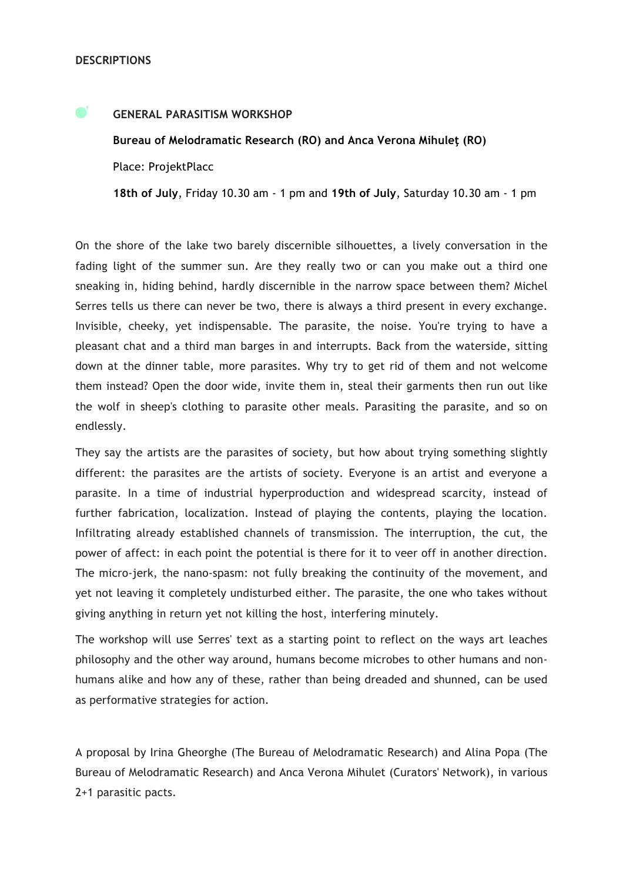**DESCRIPTIONS**

**GENERAL PARASITISM WORKSHOP**

**Bureau of Melodramatic Research (RO) and Anca Verona Mihuleţ (RO)**

Place: ProjektPlacc

**18th of July**, Friday 10.30 am - 1 pm and **19th of July**, Saturday 10.30 am - 1 pm

On the shore of the lake two barely discernible silhouettes, a lively conversation in the fading light of the summer sun. Are they really two or can you make out a third one sneaking in, hiding behind, hardly discernible in the narrow space between them? Michel Serres tells us there can never be two, there is always a third present in every exchange. Invisible, cheeky, yet indispensable. The parasite, the noise. You're trying to have a pleasant chat and a third man barges in and interrupts. Back from the waterside, sitting down at the dinner table, more parasites. Why try to get rid of them and not welcome them instead? Open the door wide, invite them in, steal their garments then run out like the wolf in sheep's clothing to parasite other meals. Parasiting the parasite, and so on endlessly.

They say the artists are the parasites of society, but how about trying something slightly different: the parasites are the artists of society. Everyone is an artist and everyone a parasite. In a time of industrial hyperproduction and widespread scarcity, instead of further fabrication, localization. Instead of playing the contents, playing the location. Infiltrating already established channels of transmission. The interruption, the cut, the power of affect: in each point the potential is there for it to veer off in another direction. The micro-jerk, the nano-spasm: not fully breaking the continuity of the movement, and yet not leaving it completely undisturbed either. The parasite, the one who takes without giving anything in return yet not killing the host, interfering minutely.

The workshop will use Serres' text as a starting point to reflect on the ways art leaches philosophy and the other way around, humans become microbes to other humans and non-humans alike and how any of these, rather than being dreaded and shunned, can be used as performative strategies for action.

A proposal by Irina Gheorghe (The Bureau of Melodramatic Research) and Alina Popa (The Bureau of Melodramatic Research) and Anca Verona Mihulet (Curators' Network), in various 2+1 parasitic pacts.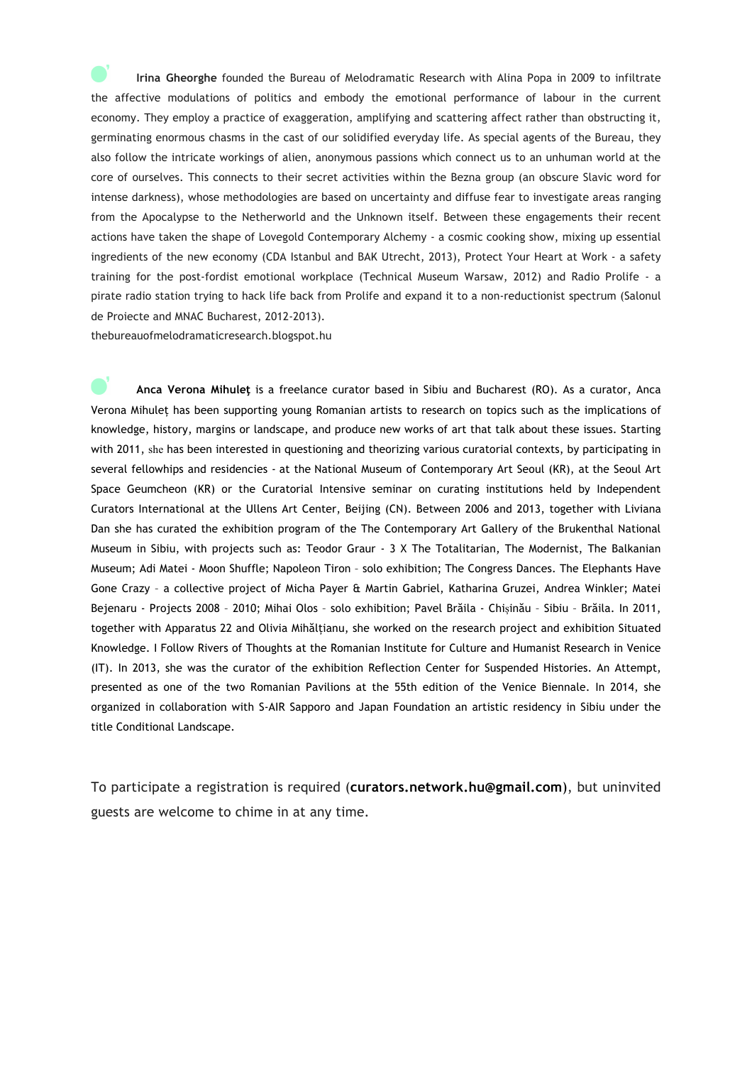**Irina Gheorghe** founded the Bureau of Melodramatic Research with Alina Popa in 2009 to infiltrate the affective modulations of politics and embody the emotional performance of labour in the current economy. They employ a practice of exaggeration, amplifying and scattering affect rather than obstructing it, germinating enormous chasms in the cast of our solidified everyday life. As special agents of the Bureau, they also follow the intricate workings of alien, anonymous passions which connect us to an unhuman world at the core of ourselves. This connects to their secret activities within the Bezna group (an obscure Slavic word for intense darkness), whose methodologies are based on uncertainty and diffuse fear to investigate areas ranging from the Apocalypse to the Netherworld and the Unknown itself. Between these engagements their recent actions have taken the shape of Lovegold Contemporary Alchemy - a cosmic cooking show, mixing up essential ingredients of the new economy (CDA Istanbul and BAK Utrecht, 2013), Protect Your Heart at Work - a safety training for the post-fordist emotional workplace (Technical Museum Warsaw, 2012) and Radio Prolife - a pirate radio station trying to hack life back from Prolife and expand it to a non-reductionist spectrum (Salonul de Proiecte and MNAC Bucharest, 2012-2013).
thebureauofmelodramaticresearch.blogspot.hu

**Anca Verona Mihuleţ** is a freelance curator based in Sibiu and Bucharest (RO). As a curator, Anca Verona Mihuleț has been supporting young Romanian artists to research on topics such as the implications of knowledge, history, margins or landscape, and produce new works of art that talk about these issues. Starting with 2011, she has been interested in questioning and theorizing various curatorial contexts, by participating in several fellowhips and residencies - at the National Museum of Contemporary Art Seoul (KR), at the Seoul Art Space Geumcheon (KR) or the Curatorial Intensive seminar on curating institutions held by Independent Curators International at the Ullens Art Center, Beijing (CN). Between 2006 and 2013, together with Liviana Dan she has curated the exhibition program of the The Contemporary Art Gallery of the Brukenthal National Museum in Sibiu, with projects such as: Teodor Graur - 3 X The Totalitarian, The Modernist, The Balkanian Museum; Adi Matei - Moon Shuffle; Napoleon Tiron – solo exhibition; The Congress Dances. The Elephants Have Gone Crazy – a collective project of Micha Payer & Martin Gabriel, Katharina Gruzei, Andrea Winkler; Matei Bejenaru - Projects 2008 – 2010; Mihai Olos – solo exhibition; Pavel Brăila - Chișinău – Sibiu – Brăila. In 2011, together with Apparatus 22 and Olivia Mihălțianu, she worked on the research project and exhibition Situated Knowledge. I Follow Rivers of Thoughts at the Romanian Institute for Culture and Humanist Research in Venice (IT). In 2013, she was the curator of the exhibition Reflection Center for Suspended Histories. An Attempt, presented as one of the two Romanian Pavilions at the 55th edition of the Venice Biennale. In 2014, she organized in collaboration with S-AIR Sapporo and Japan Foundation an artistic residency in Sibiu under the title Conditional Landscape.

To participate a registration is required (**curators.network.hu@gmail.com**), but uninvited guests are welcome to chime in at any time.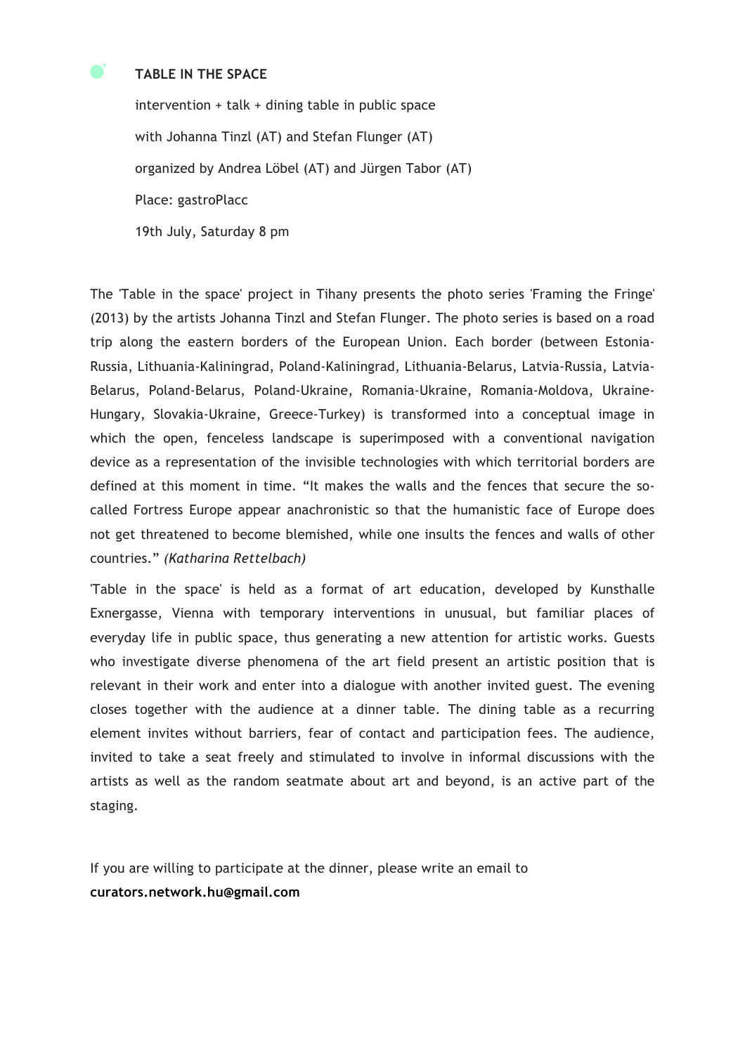## TABLE IN THE SPACE

intervention + talk + dining table in public space

with Johanna Tinzl (AT) and Stefan Flunger (AT)

organized by Andrea Löbel (AT) and Jürgen Tabor (AT)

Place: gastroPlacc

19th July, Saturday 8 pm

The 'Table in the space' project in Tihany presents the photo series 'Framing the Fringe' (2013) by the artists Johanna Tinzl and Stefan Flunger. The photo series is based on a road trip along the eastern borders of the European Union. Each border (between Estonia-Russia, Lithuania-Kaliningrad, Poland-Kaliningrad, Lithuania-Belarus, Latvia-Russia, Latvia-Belarus, Poland-Belarus, Poland-Ukraine, Romania-Ukraine, Romania-Moldova, Ukraine-Hungary, Slovakia-Ukraine, Greece-Turkey) is transformed into a conceptual image in which the open, fenceless landscape is superimposed with a conventional navigation device as a representation of the invisible technologies with which territorial borders are defined at this moment in time. “It makes the walls and the fences that secure the so-called Fortress Europe appear anachronistic so that the humanistic face of Europe does not get threatened to become blemished, while one insults the fences and walls of other countries.” *(Katharina Rettelbach)*

'Table in the space' is held as a format of art education, developed by Kunsthalle Exnergasse, Vienna with temporary interventions in unusual, but familiar places of everyday life in public space, thus generating a new attention for artistic works. Guests who investigate diverse phenomena of the art field present an artistic position that is relevant in their work and enter into a dialogue with another invited guest. The evening closes together with the audience at a dinner table. The dining table as a recurring element invites without barriers, fear of contact and participation fees. The audience, invited to take a seat freely and stimulated to involve in informal discussions with the artists as well as the random seatmate about art and beyond, is an active part of the staging.

If you are willing to participate at the dinner, please write an email to **curators.network.hu@gmail.com**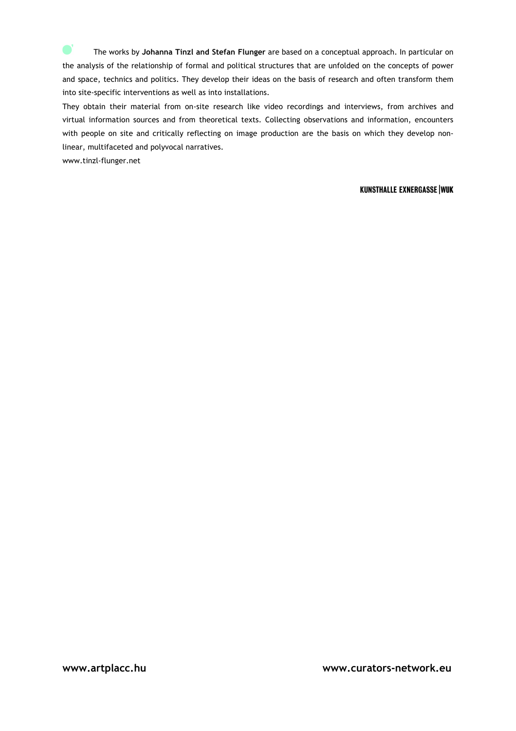The works by **Johanna Tinzl and Stefan Flunger** are based on a conceptual approach. In particular on the analysis of the relationship of formal and political structures that are unfolded on the concepts of power and space, technics and politics. They develop their ideas on the basis of research and often transform them into site-specific interventions as well as into installations.

They obtain their material from on-site research like video recordings and interviews, from archives and virtual information sources and from theoretical texts. Collecting observations and information, encounters with people on site and critically reflecting on image production are the basis on which they develop non-linear, multifaceted and polyvocal narratives.

www.tinzl-flunger.net

KUNSTHALLE EXNERGASSE | WUK